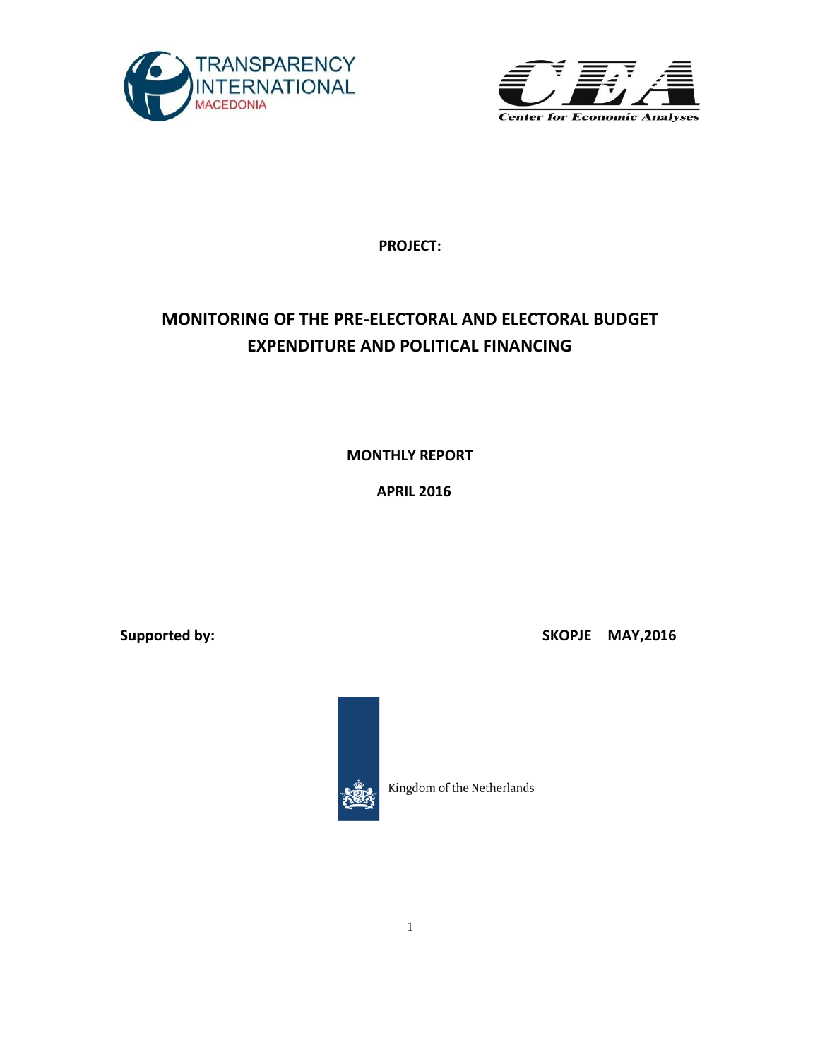TRANSPARENCY INTERNATIONAL MACEDONIA

CEA Center for Economic Analyses

**PROJECT:**

# MONITORING OF THE PRE-ELECTORAL AND ELECTORAL BUDGET EXPENDITURE AND POLITICAL FINANCING

**MONTHLY REPORT**

**APRIL 2016**

**Supported by:** **SKOPJE MAY,2016**

Kingdom of the Netherlands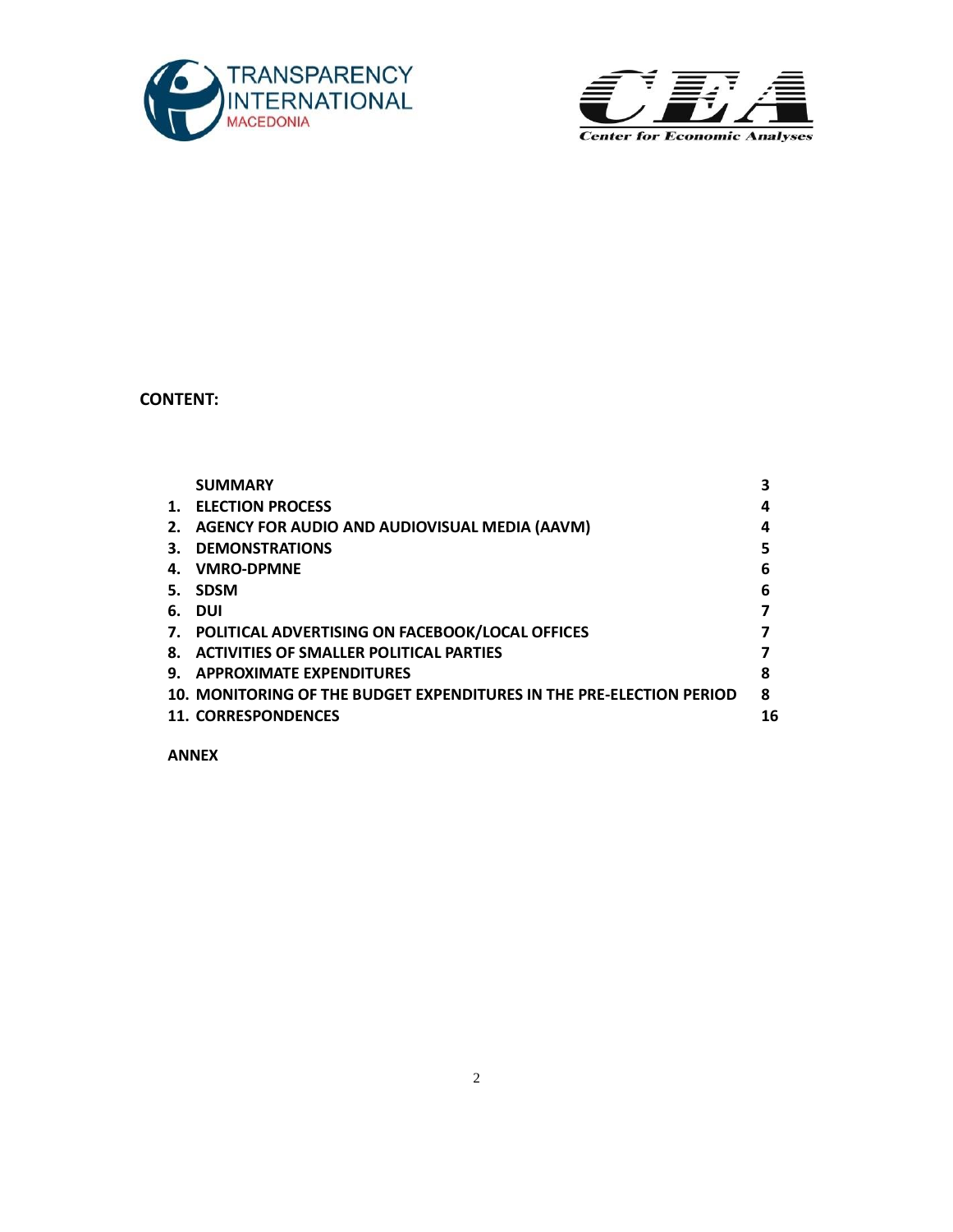**CONTENT:**

| | | |
|---|---|---|
| | **SUMMARY** | **3** |
| **1.** | **ELECTION PROCESS** | **4** |
| **2.** | **AGENCY FOR AUDIO AND AUDIOVISUAL MEDIA (AAVM)** | **4** |
| **3.** | **DEMONSTRATIONS** | **5** |
| **4.** | **VMRO-DPMNE** | **6** |
| **5.** | **SDSM** | **6** |
| **6.** | **DUI** | **7** |
| **7.** | **POLITICAL ADVERTISING ON FACEBOOK/LOCAL OFFICES** | **7** |
| **8.** | **ACTIVITIES OF SMALLER POLITICAL PARTIES** | **7** |
| **9.** | **APPROXIMATE EXPENDITURES** | **8** |
| **10.** | **MONITORING OF THE BUDGET EXPENDITURES IN THE PRE-ELECTION PERIOD** | **8** |
| **11.** | **CORRESPONDENCES** | **16** |

**ANNEX**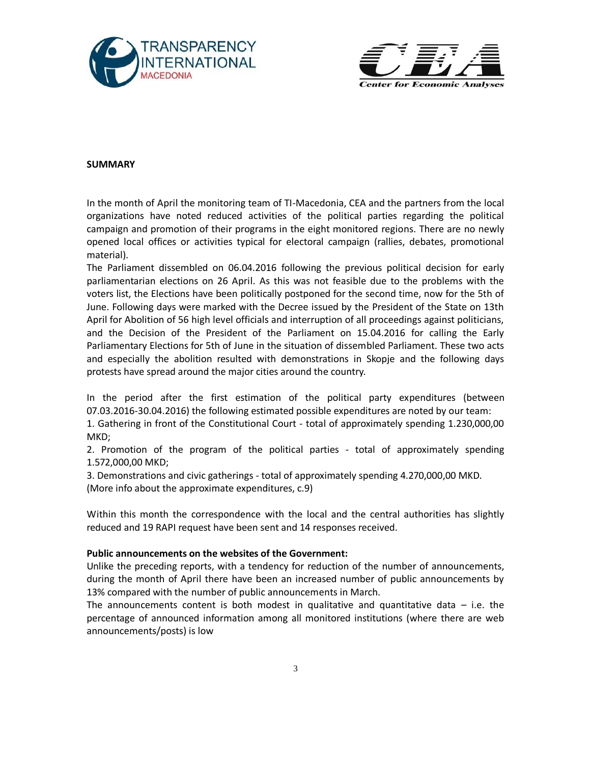**SUMMARY**

In the month of April the monitoring team of TI-Macedonia, CEA and the partners from the local organizations have noted reduced activities of the political parties regarding the political campaign and promotion of their programs in the eight monitored regions. There are no newly opened local offices or activities typical for electoral campaign (rallies, debates, promotional material).

The Parliament dissembled on 06.04.2016 following the previous political decision for early parliamentarian elections on 26 April. As this was not feasible due to the problems with the voters list, the Elections have been politically postponed for the second time, now for the 5th of June. Following days were marked with the Decree issued by the President of the State on 13th April for Abolition of 56 high level officials and interruption of all proceedings against politicians, and the Decision of the President of the Parliament on 15.04.2016 for calling the Early Parliamentary Elections for 5th of June in the situation of dissembled Parliament. These two acts and especially the abolition resulted with demonstrations in Skopje and the following days protests have spread around the major cities around the country.

In the period after the first estimation of the political party expenditures (between 07.03.2016-30.04.2016) the following estimated possible expenditures are noted by our team:

1. Gathering in front of the Constitutional Court - total of approximately spending 1.230,000,00 MKD;
2. Promotion of the program of the political parties - total of approximately spending 1.572,000,00 MKD;
3. Demonstrations and civic gatherings - total of approximately spending 4.270,000,00 MKD.

(More info about the approximate expenditures, c.9)

Within this month the correspondence with the local and the central authorities has slightly reduced and 19 RAPI request have been sent and 14 responses received.

**Public announcements on the websites of the Government:**

Unlike the preceding reports, with a tendency for reduction of the number of announcements, during the month of April there have been an increased number of public announcements by 13% compared with the number of public announcements in March.

The announcements content is both modest in qualitative and quantitative data – i.e. the percentage of announced information among all monitored institutions (where there are web announcements/posts) is low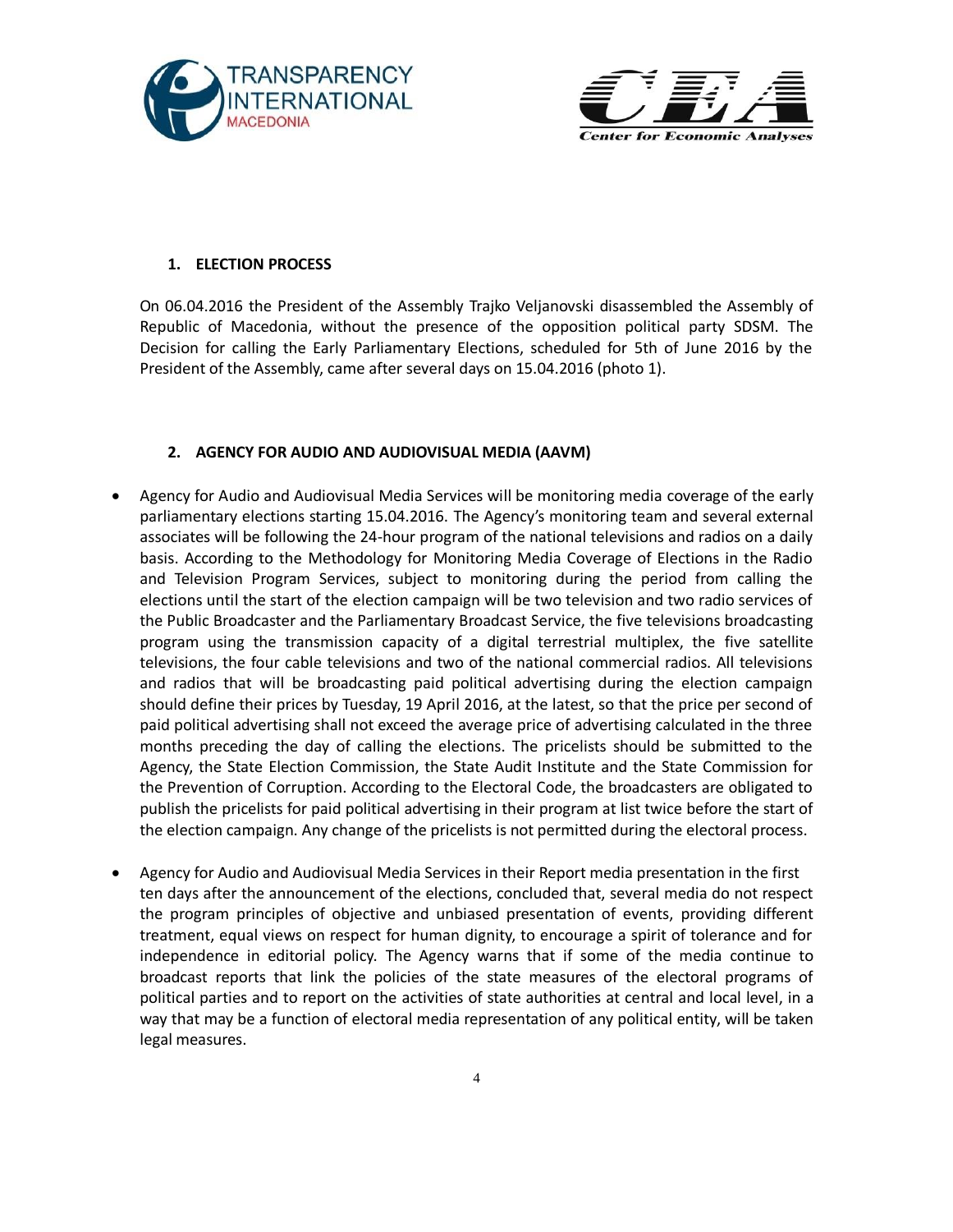## 1. ELECTION PROCESS

On 06.04.2016 the President of the Assembly Trajko Veljanovski disassembled the Assembly of Republic of Macedonia, without the presence of the opposition political party SDSM. The Decision for calling the Early Parliamentary Elections, scheduled for 5th of June 2016 by the President of the Assembly, came after several days on 15.04.2016 (photo 1).

## 2. AGENCY FOR AUDIO AND AUDIOVISUAL MEDIA (AAVM)

- Agency for Audio and Audiovisual Media Services will be monitoring media coverage of the early parliamentary elections starting 15.04.2016. The Agency's monitoring team and several external associates will be following the 24-hour program of the national televisions and radios on a daily basis. According to the Methodology for Monitoring Media Coverage of Elections in the Radio and Television Program Services, subject to monitoring during the period from calling the elections until the start of the election campaign will be two television and two radio services of the Public Broadcaster and the Parliamentary Broadcast Service, the five televisions broadcasting program using the transmission capacity of a digital terrestrial multiplex, the five satellite televisions, the four cable televisions and two of the national commercial radios. All televisions and radios that will be broadcasting paid political advertising during the election campaign should define their prices by Tuesday, 19 April 2016, at the latest, so that the price per second of paid political advertising shall not exceed the average price of advertising calculated in the three months preceding the day of calling the elections. The pricelists should be submitted to the Agency, the State Election Commission, the State Audit Institute and the State Commission for the Prevention of Corruption. According to the Electoral Code, the broadcasters are obligated to publish the pricelists for paid political advertising in their program at list twice before the start of the election campaign. Any change of the pricelists is not permitted during the electoral process.

- Agency for Audio and Audiovisual Media Services in their Report media presentation in the first ten days after the announcement of the elections, concluded that, several media do not respect the program principles of objective and unbiased presentation of events, providing different treatment, equal views on respect for human dignity, to encourage a spirit of tolerance and for independence in editorial policy. The Agency warns that if some of the media continue to broadcast reports that link the policies of the state measures of the electoral programs of political parties and to report on the activities of state authorities at central and local level, in a way that may be a function of electoral media representation of any political entity, will be taken legal measures.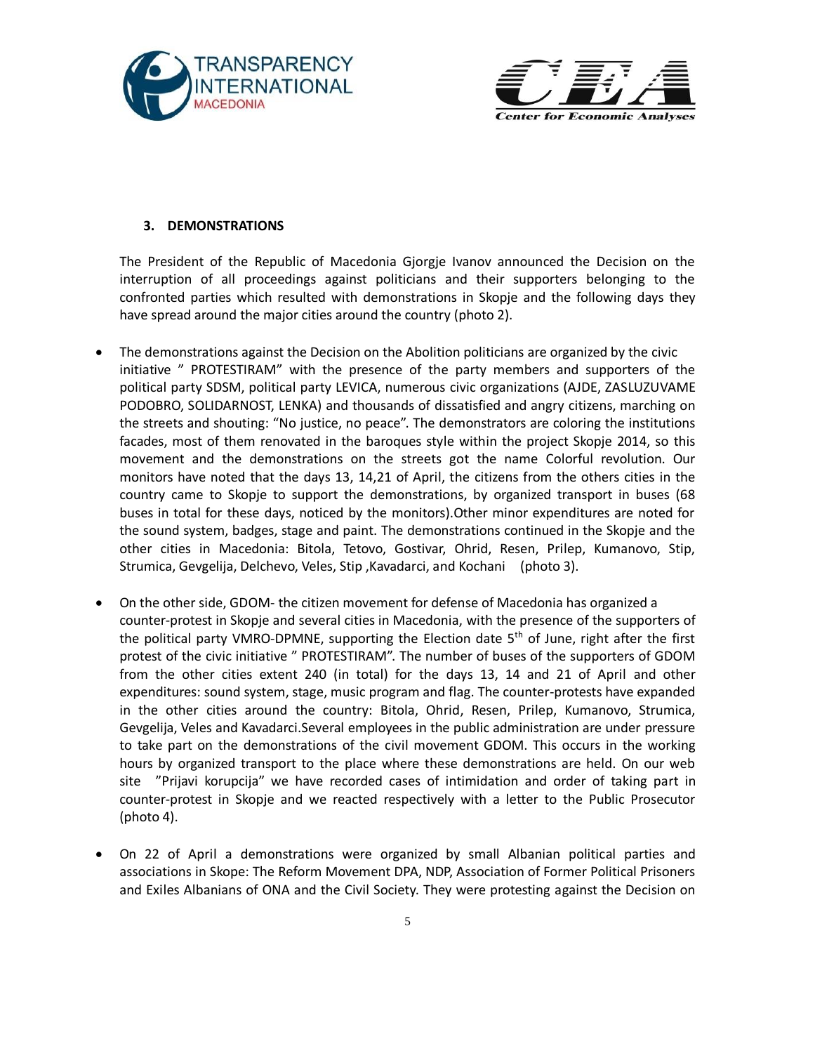### 3. DEMONSTRATIONS

The President of the Republic of Macedonia Gjorgje Ivanov announced the Decision on the interruption of all proceedings against politicians and their supporters belonging to the confronted parties which resulted with demonstrations in Skopje and the following days they have spread around the major cities around the country (photo 2).

- The demonstrations against the Decision on the Abolition politicians are organized by the civic initiative " PROTESTIRAM" with the presence of the party members and supporters of the political party SDSM, political party LEVICA, numerous civic organizations (AJDE, ZASLUZUVAME PODOBRO, SOLIDARNOST, LENKA) and thousands of dissatisfied and angry citizens, marching on the streets and shouting: "No justice, no peace". The demonstrators are coloring the institutions facades, most of them renovated in the baroques style within the project Skopje 2014, so this movement and the demonstrations on the streets got the name Colorful revolution. Our monitors have noted that the days 13, 14,21 of April, the citizens from the others cities in the country came to Skopje to support the demonstrations, by organized transport in buses (68 buses in total for these days, noticed by the monitors).Other minor expenditures are noted for the sound system, badges, stage and paint. The demonstrations continued in the Skopje and the other cities in Macedonia: Bitola, Tetovo, Gostivar, Ohrid, Resen, Prilep, Kumanovo, Stip, Strumica, Gevgelija, Delchevo, Veles, Stip ,Kavadarci, and Kochani (photo 3).
- On the other side, GDOM- the citizen movement for defense of Macedonia has organized a counter-protest in Skopje and several cities in Macedonia, with the presence of the supporters of the political party VMRO-DPMNE, supporting the Election date 5[th] of June, right after the first protest of the civic initiative " PROTESTIRAM". The number of buses of the supporters of GDOM from the other cities extent 240 (in total) for the days 13, 14 and 21 of April and other expenditures: sound system, stage, music program and flag. The counter-protests have expanded in the other cities around the country: Bitola, Ohrid, Resen, Prilep, Kumanovo, Strumica, Gevgelija, Veles and Kavadarci.Several employees in the public administration are under pressure to take part on the demonstrations of the civil movement GDOM. This occurs in the working hours by organized transport to the place where these demonstrations are held. On our web site "Prijavi korupcija" we have recorded cases of intimidation and order of taking part in counter-protest in Skopje and we reacted respectively with a letter to the Public Prosecutor (photo 4).
- On 22 of April a demonstrations were organized by small Albanian political parties and associations in Skope: The Reform Movement DPA, NDP, Association of Former Political Prisoners and Exiles Albanians of ONA and the Civil Society. They were protesting against the Decision on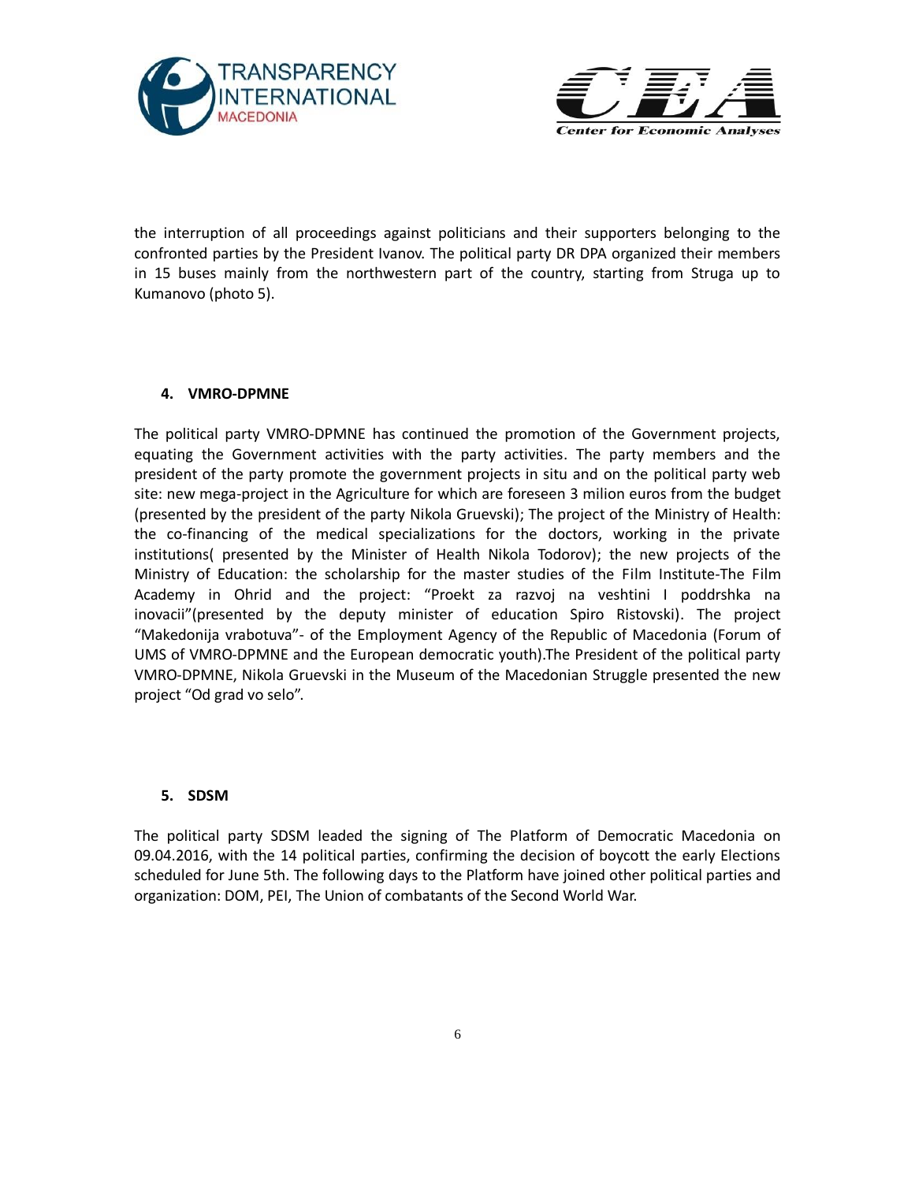the interruption of all proceedings against politicians and their supporters belonging to the confronted parties by the President Ivanov. The political party DR DPA organized their members in 15 buses mainly from the northwestern part of the country, starting from Struga up to Kumanovo (photo 5).

### 4. VMRO-DPMNE

The political party VMRO-DPMNE has continued the promotion of the Government projects, equating the Government activities with the party activities. The party members and the president of the party promote the government projects in situ and on the political party web site: new mega-project in the Agriculture for which are foreseen 3 milion euros from the budget (presented by the president of the party Nikola Gruevski); The project of the Ministry of Health: the co-financing of the medical specializations for the doctors, working in the private institutions( presented by the Minister of Health Nikola Todorov); the new projects of the Ministry of Education: the scholarship for the master studies of the Film Institute-The Film Academy in Ohrid and the project: "Proekt za razvoj na veshtini I poddrshka na inovacii"(presented by the deputy minister of education Spiro Ristovski). The project "Makedonija vrabotuva"- of the Employment Agency of the Republic of Macedonia (Forum of UMS of VMRO-DPMNE and the European democratic youth).The President of the political party VMRO-DPMNE, Nikola Gruevski in the Museum of the Macedonian Struggle presented the new project "Od grad vo selo".

### 5. SDSM

The political party SDSM leaded the signing of The Platform of Democratic Macedonia on 09.04.2016, with the 14 political parties, confirming the decision of boycott the early Elections scheduled for June 5th. The following days to the Platform have joined other political parties and organization: DOM, PEI, The Union of combatants of the Second World War.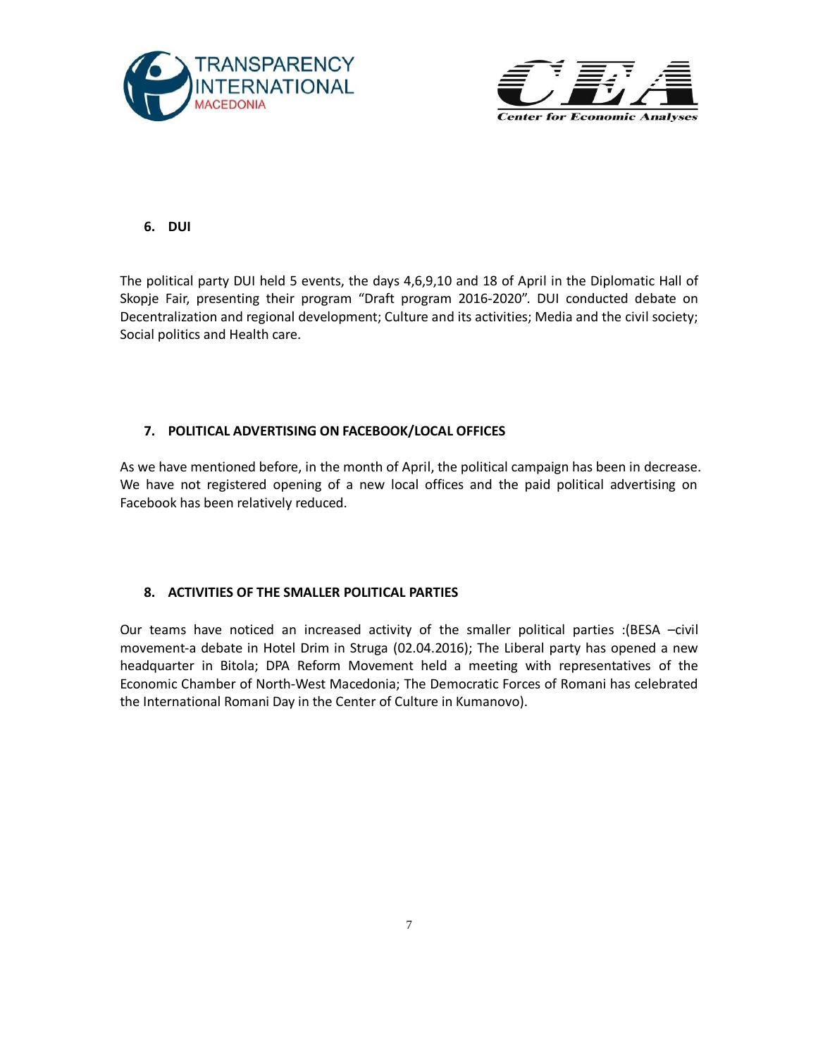## 6. DUI

The political party DUI held 5 events, the days 4,6,9,10 and 18 of April in the Diplomatic Hall of Skopje Fair, presenting their program "Draft program 2016-2020". DUI conducted debate on Decentralization and regional development; Culture and its activities; Media and the civil society; Social politics and Health care.

## 7. POLITICAL ADVERTISING ON FACEBOOK/LOCAL OFFICES

As we have mentioned before, in the month of April, the political campaign has been in decrease. We have not registered opening of a new local offices and the paid political advertising on Facebook has been relatively reduced.

## 8. ACTIVITIES OF THE SMALLER POLITICAL PARTIES

Our teams have noticed an increased activity of the smaller political parties :(BESA –civil movement-a debate in Hotel Drim in Struga (02.04.2016); The Liberal party has opened a new headquarter in Bitola; DPA Reform Movement held a meeting with representatives of the Economic Chamber of North-West Macedonia; The Democratic Forces of Romani has celebrated the International Romani Day in the Center of Culture in Kumanovo).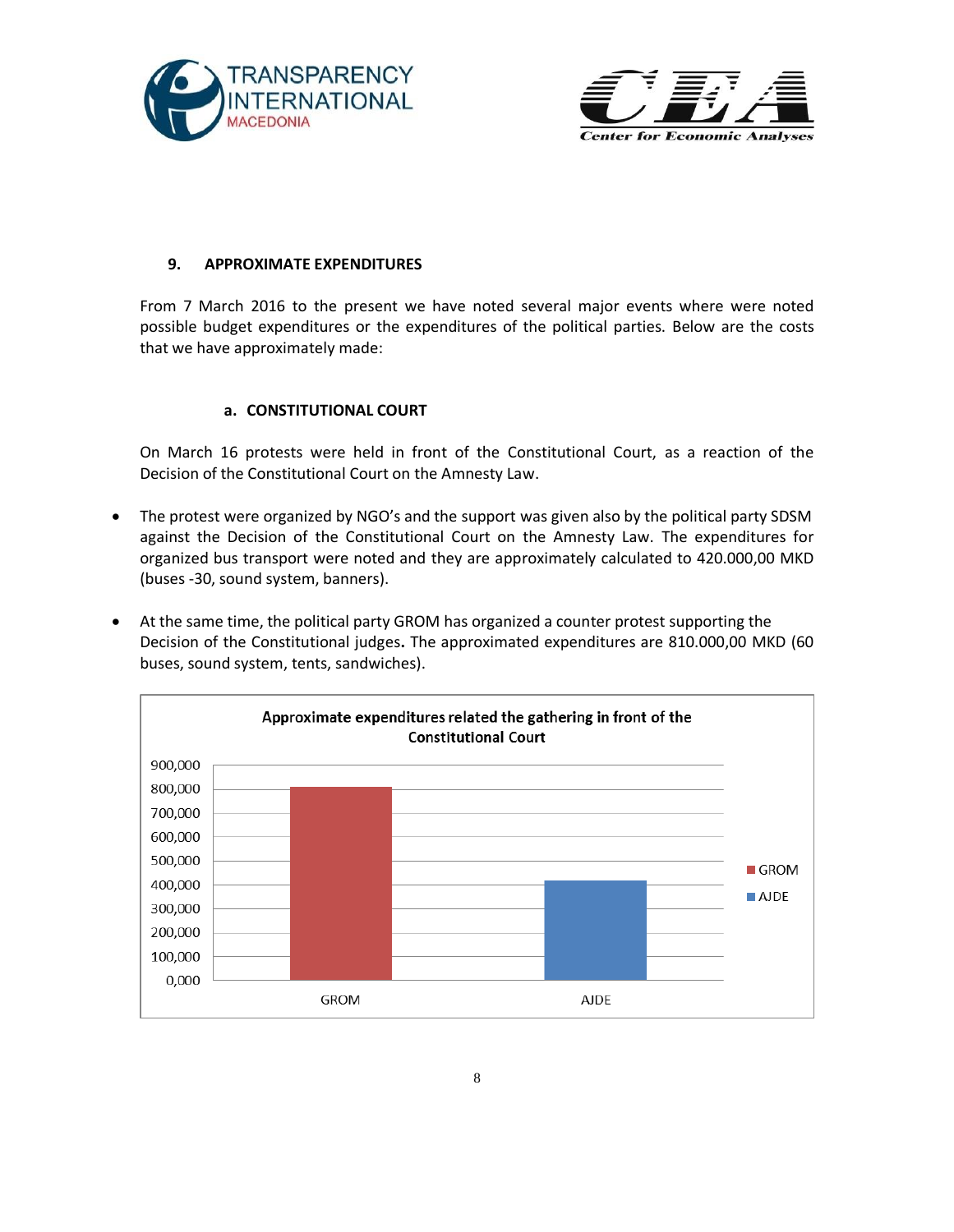## 9. APPROXIMATE EXPENDITURES

From 7 March 2016 to the present we have noted several major events where were noted possible budget expenditures or the expenditures of the political parties. Below are the costs that we have approximately made:

### a. CONSTITUTIONAL COURT

On March 16 protests were held in front of the Constitutional Court, as a reaction of the Decision of the Constitutional Court on the Amnesty Law.

- The protest were organized by NGO's and the support was given also by the political party SDSM against the Decision of the Constitutional Court on the Amnesty Law. The expenditures for organized bus transport were noted and they are approximately calculated to 420.000,00 MKD (buses -30, sound system, banners).

- At the same time, the political party GROM has organized a counter protest supporting the Decision of the Constitutional judges**.** The approximated expenditures are 810.000,00 MKD (60 buses, sound system, tents, sandwiches).

**Approximate expenditures related the gathering in front of the Constitutional Court**

| | Expenditures |
|---|---|
| GROM | 810,000 |
| AJDE | 420,000 |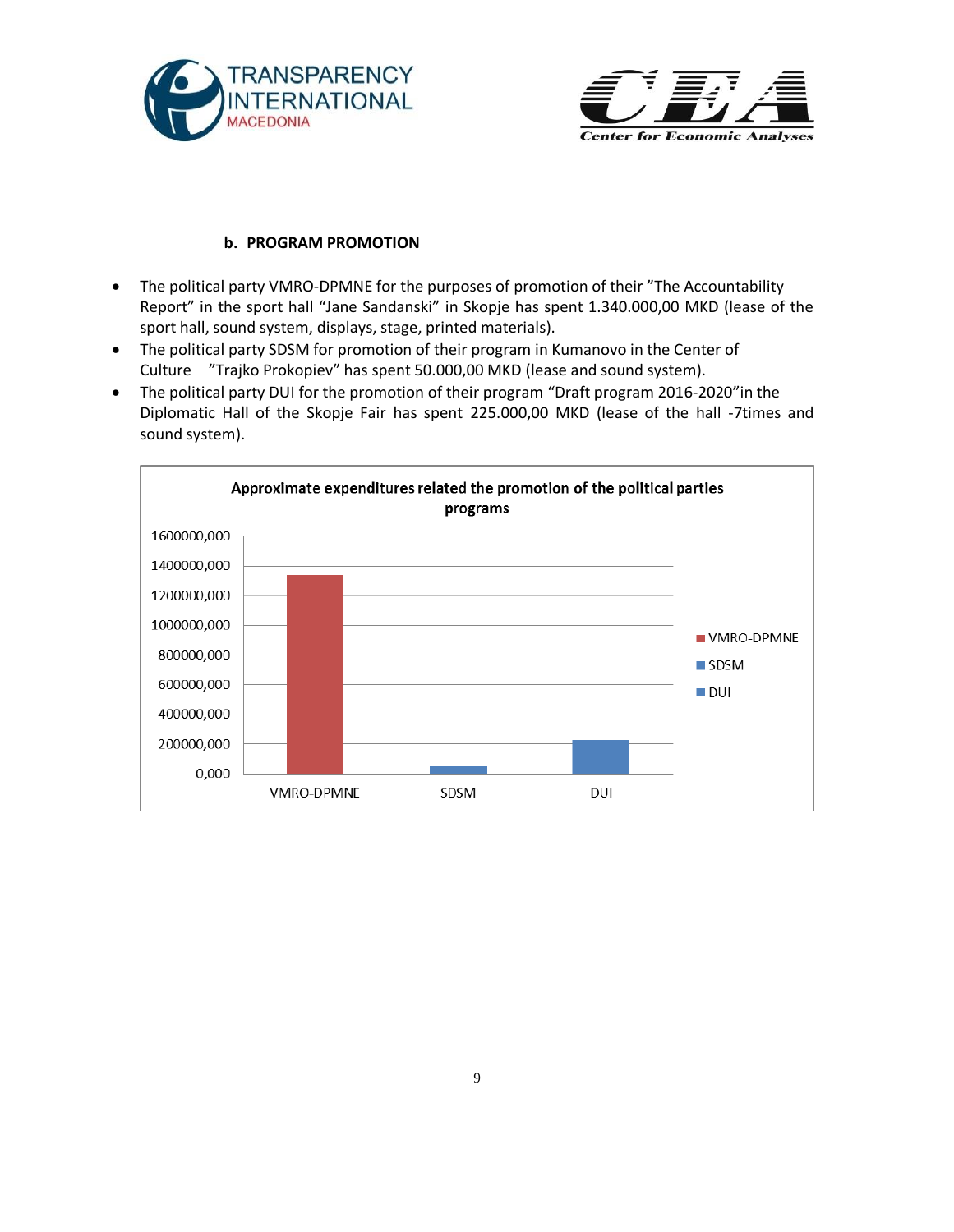### b. PROGRAM PROMOTION

- The political party VMRO-DPMNE for the purposes of promotion of their ”The Accountability Report” in the sport hall “Jane Sandanski” in Skopje has spent 1.340.000,00 MKD (lease of the sport hall, sound system, displays, stage, printed materials).
- The political party SDSM for promotion of their program in Kumanovo in the Center of Culture ”Trajko Prokopiev” has spent 50.000,00 MKD (lease and sound system).
- The political party DUI for the promotion of their program “Draft program 2016-2020”in the Diplomatic Hall of the Skopje Fair has spent 225.000,00 MKD (lease of the hall -7times and sound system).

**Approximate expenditures related the promotion of the political parties programs**

| Party | Expenditures (MKD) |
|---|---|
| VMRO-DPMNE | 1.340.000,00 |
| SDSM | 50.000,00 |
| DUI | 225.000,00 |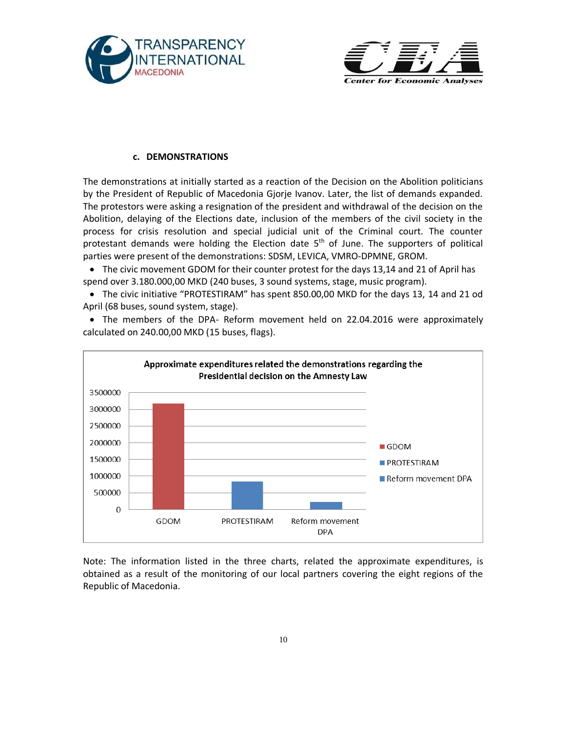### c. DEMONSTRATIONS

The demonstrations at initially started as a reaction of the Decision on the Abolition politicians by the President of Republic of Macedonia Gjorje Ivanov. Later, the list of demands expanded. The protestors were asking a resignation of the president and withdrawal of the decision on the Abolition, delaying of the Elections date, inclusion of the members of the civil society in the process for crisis resolution and special judicial unit of the Criminal court. The counter protestant demands were holding the Election date 5th of June. The supporters of political parties were present of the demonstrations: SDSM, LEVICA, VMRO-DPMNE, GROM.

- The civic movement GDOM for their counter protest for the days 13,14 and 21 of April has spend over 3.180.000,00 MKD (240 buses, 3 sound systems, stage, music program).
- The civic initiative "PROTESTIRAM" has spent 850.00,00 MKD for the days 13, 14 and 21 od April (68 buses, sound system, stage).
- The members of the DPA- Reform movement held on 22.04.2016 were approximately calculated on 240.00,00 MKD (15 buses, flags).

**Approximate expenditures related the demonstrations regarding the Presidential decision on the Amnesty Law**

| | Approximate expenditures (MKD) |
|---|---|
| GDOM | ~3180000 |
| PROTESTIRAM | ~850000 |
| Reform movement DPA | ~240000 |

Note: The information listed in the three charts, related the approximate expenditures, is obtained as a result of the monitoring of our local partners covering the eight regions of the Republic of Macedonia.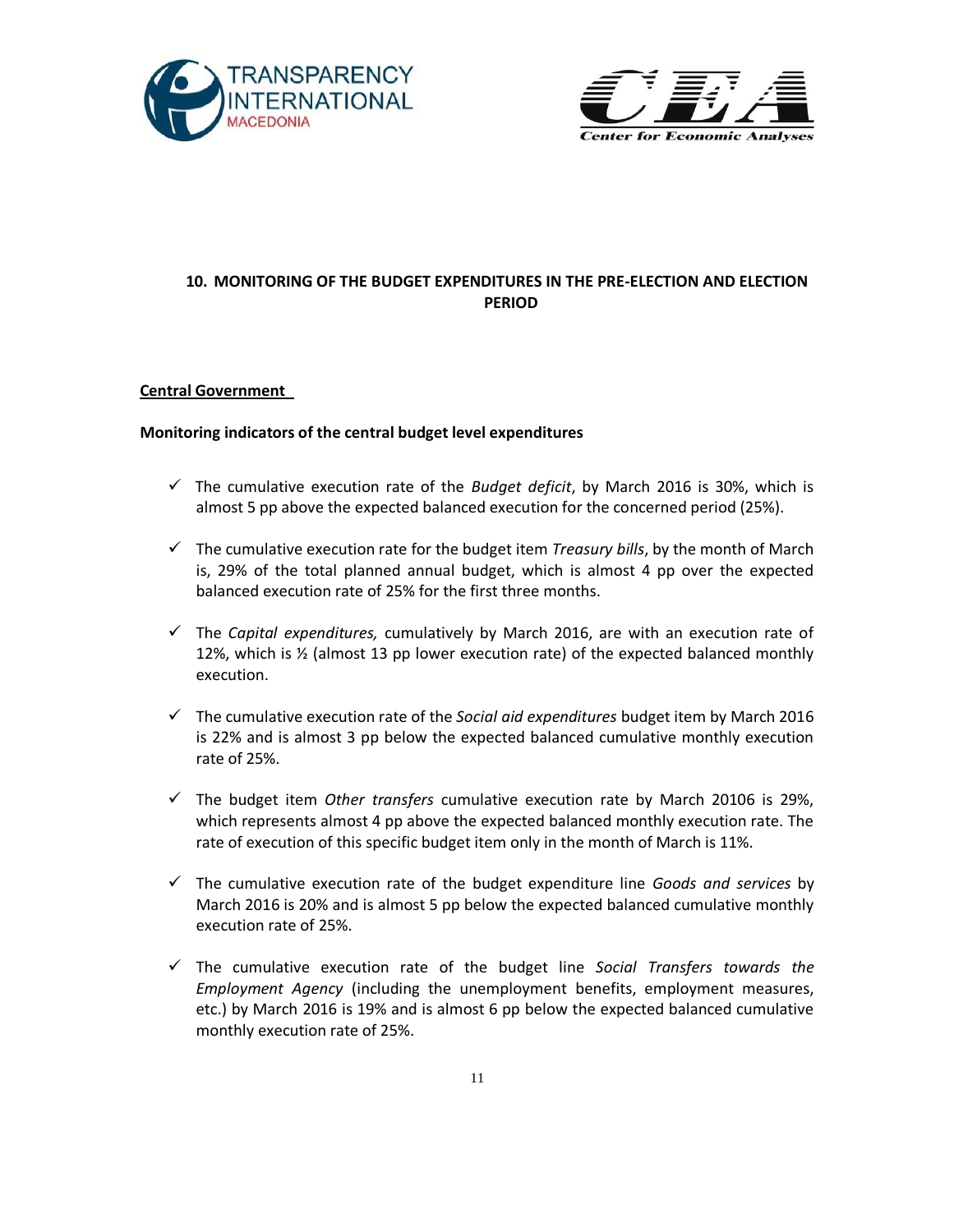## 10. MONITORING OF THE BUDGET EXPENDITURES IN THE PRE-ELECTION AND ELECTION PERIOD

**Central Government**

**Monitoring indicators of the central budget level expenditures**

- ✓ The cumulative execution rate of the *Budget deficit*, by March 2016 is 30%, which is almost 5 pp above the expected balanced execution for the concerned period (25%).
- ✓ The cumulative execution rate for the budget item *Treasury bills*, by the month of March is, 29% of the total planned annual budget, which is almost 4 pp over the expected balanced execution rate of 25% for the first three months.
- ✓ The *Capital expenditures,* cumulatively by March 2016, are with an execution rate of 12%, which is ½ (almost 13 pp lower execution rate) of the expected balanced monthly execution.
- ✓ The cumulative execution rate of the *Social aid expenditures* budget item by March 2016 is 22% and is almost 3 pp below the expected balanced cumulative monthly execution rate of 25%.
- ✓ The budget item *Other transfers* cumulative execution rate by March 20106 is 29%, which represents almost 4 pp above the expected balanced monthly execution rate. The rate of execution of this specific budget item only in the month of March is 11%.
- ✓ The cumulative execution rate of the budget expenditure line *Goods and services* by March 2016 is 20% and is almost 5 pp below the expected balanced cumulative monthly execution rate of 25%.
- ✓ The cumulative execution rate of the budget line *Social Transfers towards the Employment Agency* (including the unemployment benefits, employment measures, etc.) by March 2016 is 19% and is almost 6 pp below the expected balanced cumulative monthly execution rate of 25%.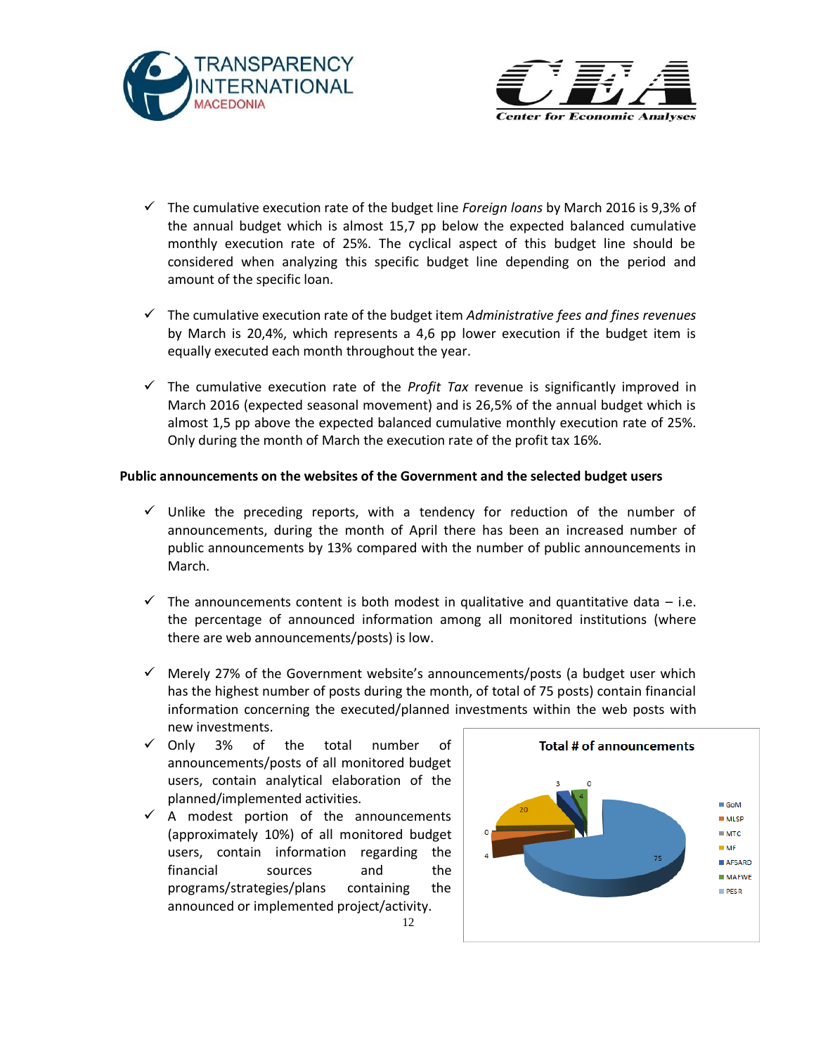- The cumulative execution rate of the budget line *Foreign loans* by March 2016 is 9,3% of the annual budget which is almost 15,7 pp below the expected balanced cumulative monthly execution rate of 25%. The cyclical aspect of this budget line should be considered when analyzing this specific budget line depending on the period and amount of the specific loan.

- The cumulative execution rate of the budget item *Administrative fees and fines revenues* by March is 20,4%, which represents a 4,6 pp lower execution if the budget item is equally executed each month throughout the year.

- The cumulative execution rate of the *Profit Tax* revenue is significantly improved in March 2016 (expected seasonal movement) and is 26,5% of the annual budget which is almost 1,5 pp above the expected balanced cumulative monthly execution rate of 25%. Only during the month of March the execution rate of the profit tax 16%.

**Public announcements on the websites of the Government and the selected budget users**

- Unlike the preceding reports, with a tendency for reduction of the number of announcements, during the month of April there has been an increased number of public announcements by 13% compared with the number of public announcements in March.

- The announcements content is both modest in qualitative and quantitative data – i.e. the percentage of announced information among all monitored institutions (where there are web announcements/posts) is low.

- Merely 27% of the Government website's announcements/posts (a budget user which has the highest number of posts during the month, of total of 75 posts) contain financial information concerning the executed/planned investments within the web posts with new investments.
- Only 3% of the total number of announcements/posts of all monitored budget users, contain analytical elaboration of the planned/implemented activities.
- A modest portion of the announcements (approximately 10%) of all monitored budget users, contain information regarding the financial sources and the programs/strategies/plans containing the announced or implemented project/activity.

**Total # of announcements**

| Budget user | # of announcements |
|---|---|
| GoM | 75 |
| MLSP | 4 |
| MTC | 0 |
| MF | 20 |
| AFSARD | 3 |
| MAFWE | 4 |
| PESR | 0 |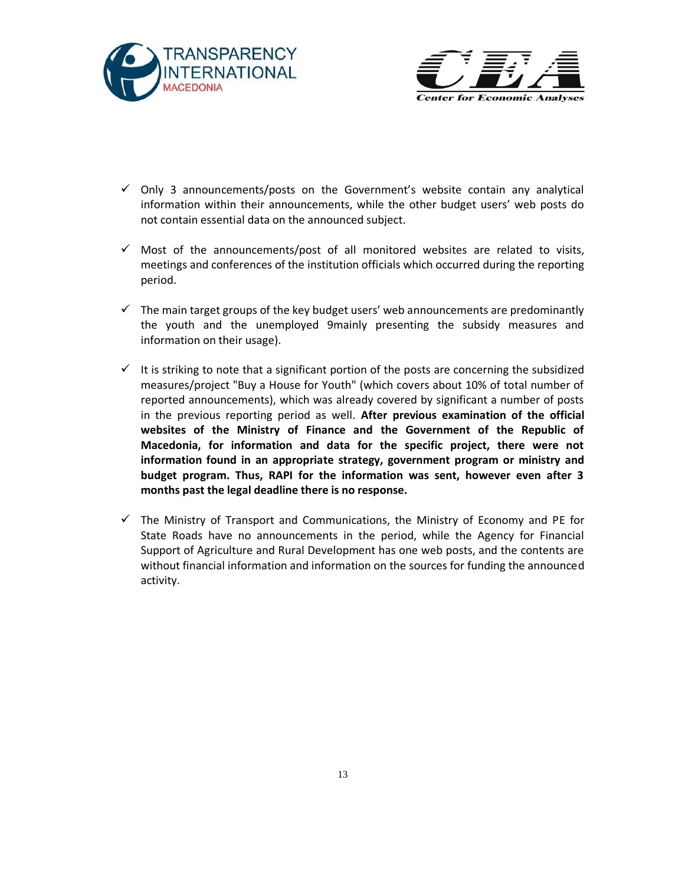- Only 3 announcements/posts on the Government's website contain any analytical information within their announcements, while the other budget users' web posts do not contain essential data on the announced subject.

- Most of the announcements/post of all monitored websites are related to visits, meetings and conferences of the institution officials which occurred during the reporting period.

- The main target groups of the key budget users' web announcements are predominantly the youth and the unemployed 9mainly presenting the subsidy measures and information on their usage).

- It is striking to note that a significant portion of the posts are concerning the subsidized measures/project "Buy a House for Youth" (which covers about 10% of total number of reported announcements), which was already covered by significant a number of posts in the previous reporting period as well. **After previous examination of the official websites of the Ministry of Finance and the Government of the Republic of Macedonia, for information and data for the specific project, there were not information found in an appropriate strategy, government program or ministry and budget program. Thus, RAPI for the information was sent, however even after 3 months past the legal deadline there is no response.**

- The Ministry of Transport and Communications, the Ministry of Economy and PE for State Roads have no announcements in the period, while the Agency for Financial Support of Agriculture and Rural Development has one web posts, and the contents are without financial information and information on the sources for funding the announced activity.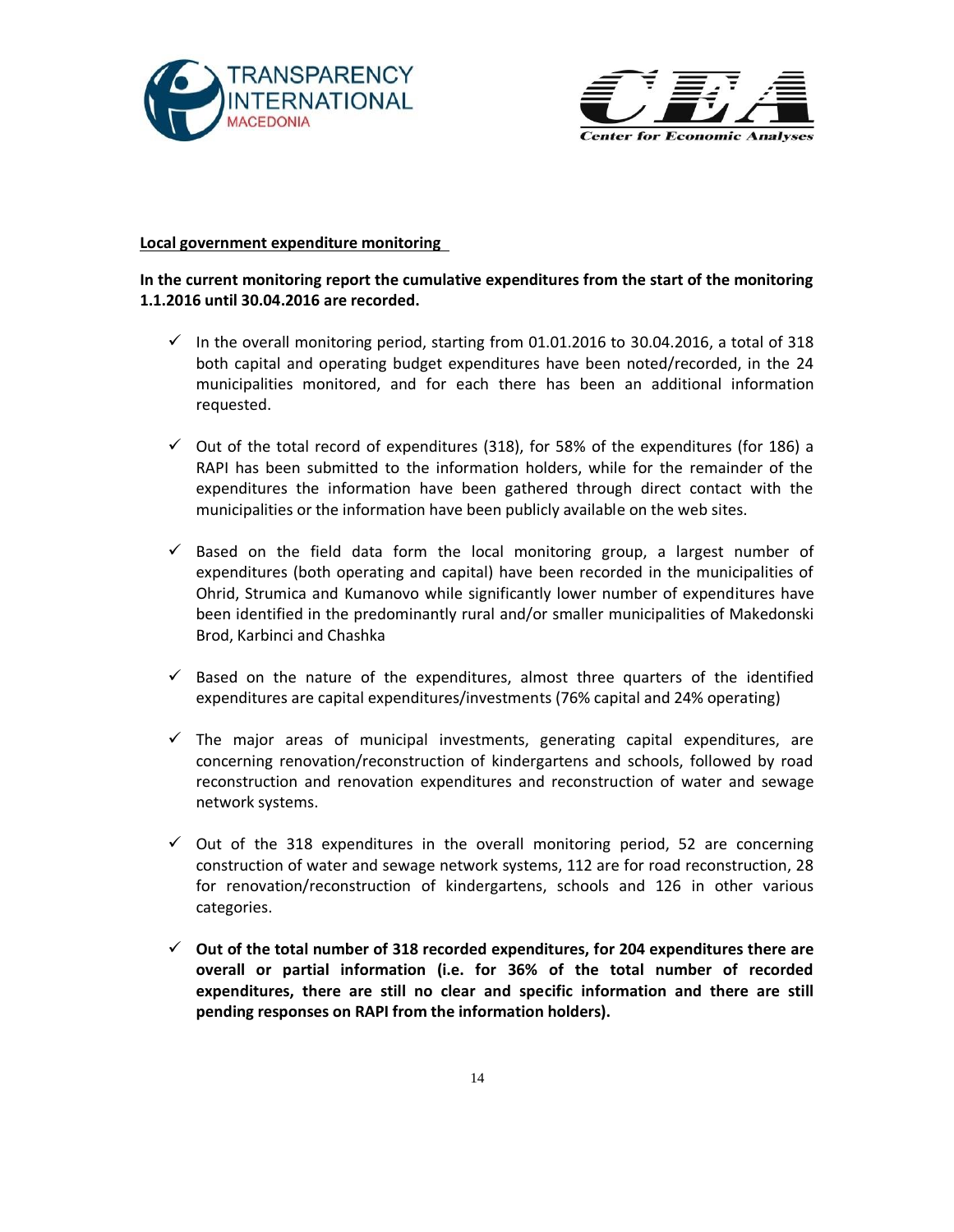**Local government expenditure monitoring**

**In the current monitoring report the cumulative expenditures from the start of the monitoring 1.1.2016 until 30.04.2016 are recorded.**

- ✓ In the overall monitoring period, starting from 01.01.2016 to 30.04.2016, a total of 318 both capital and operating budget expenditures have been noted/recorded, in the 24 municipalities monitored, and for each there has been an additional information requested.
- ✓ Out of the total record of expenditures (318), for 58% of the expenditures (for 186) a RAPI has been submitted to the information holders, while for the remainder of the expenditures the information have been gathered through direct contact with the municipalities or the information have been publicly available on the web sites.
- ✓ Based on the field data form the local monitoring group, a largest number of expenditures (both operating and capital) have been recorded in the municipalities of Ohrid, Strumica and Kumanovo while significantly lower number of expenditures have been identified in the predominantly rural and/or smaller municipalities of Makedonski Brod, Karbinci and Chashka
- ✓ Based on the nature of the expenditures, almost three quarters of the identified expenditures are capital expenditures/investments (76% capital and 24% operating)
- ✓ The major areas of municipal investments, generating capital expenditures, are concerning renovation/reconstruction of kindergartens and schools, followed by road reconstruction and renovation expenditures and reconstruction of water and sewage network systems.
- ✓ Out of the 318 expenditures in the overall monitoring period, 52 are concerning construction of water and sewage network systems, 112 are for road reconstruction, 28 for renovation/reconstruction of kindergartens, schools and 126 in other various categories.
- ✓ **Out of the total number of 318 recorded expenditures, for 204 expenditures there are overall or partial information (i.e. for 36% of the total number of recorded expenditures, there are still no clear and specific information and there are still pending responses on RAPI from the information holders).**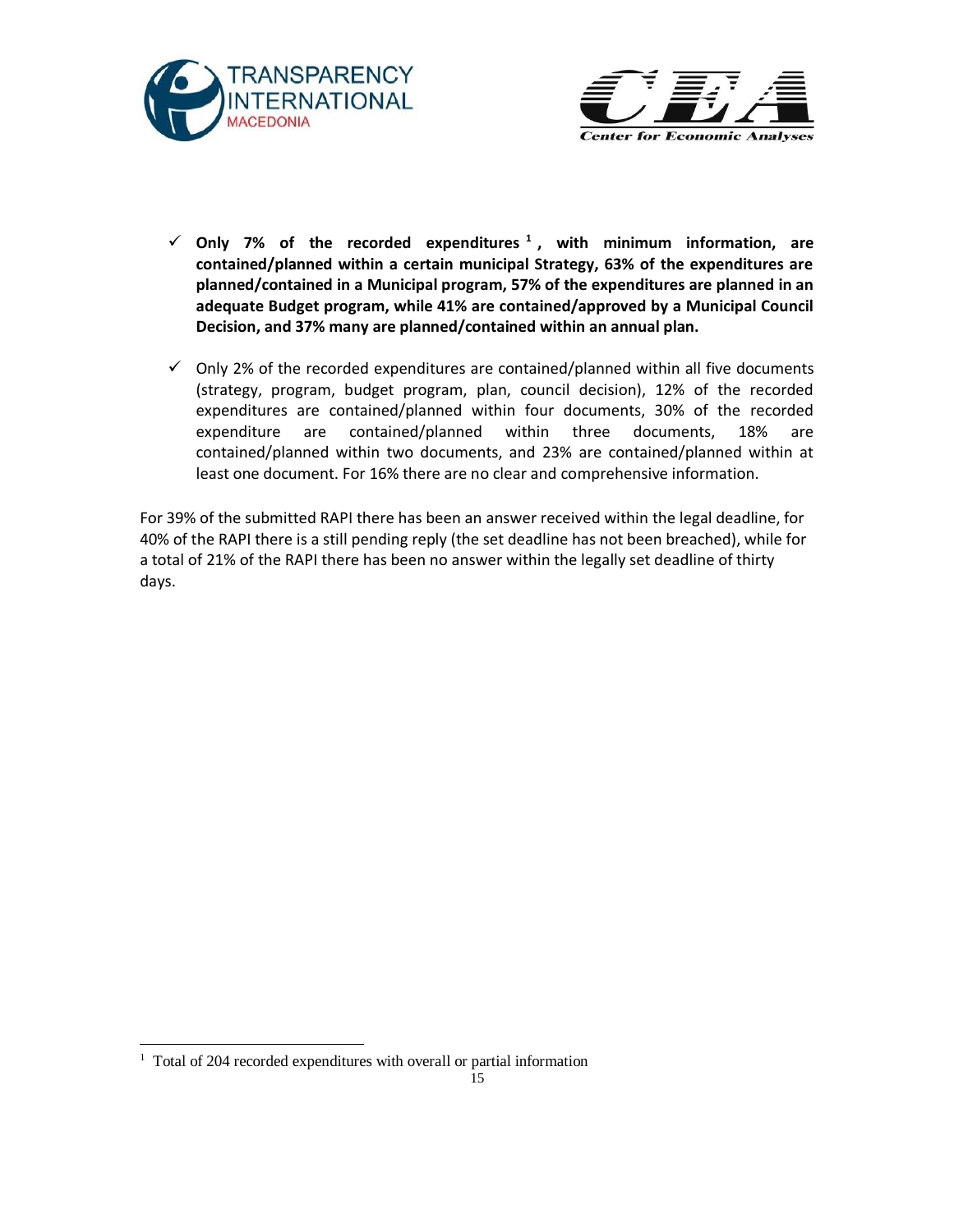- **Only 7% of the recorded expenditures [1], with minimum information, are contained/planned within a certain municipal Strategy, 63% of the expenditures are planned/contained in a Municipal program, 57% of the expenditures are planned in an adequate Budget program, while 41% are contained/approved by a Municipal Council Decision, and 37% many are planned/contained within an annual plan.**

- Only 2% of the recorded expenditures are contained/planned within all five documents (strategy, program, budget program, plan, council decision), 12% of the recorded expenditures are contained/planned within four documents, 30% of the recorded expenditure are contained/planned within three documents, 18% are contained/planned within two documents, and 23% are contained/planned within at least one document. For 16% there are no clear and comprehensive information.

For 39% of the submitted RAPI there has been an answer received within the legal deadline, for 40% of the RAPI there is a still pending reply (the set deadline has not been breached), while for a total of 21% of the RAPI there has been no answer within the legally set deadline of thirty days.

[1] Total of 204 recorded expenditures with overall or partial information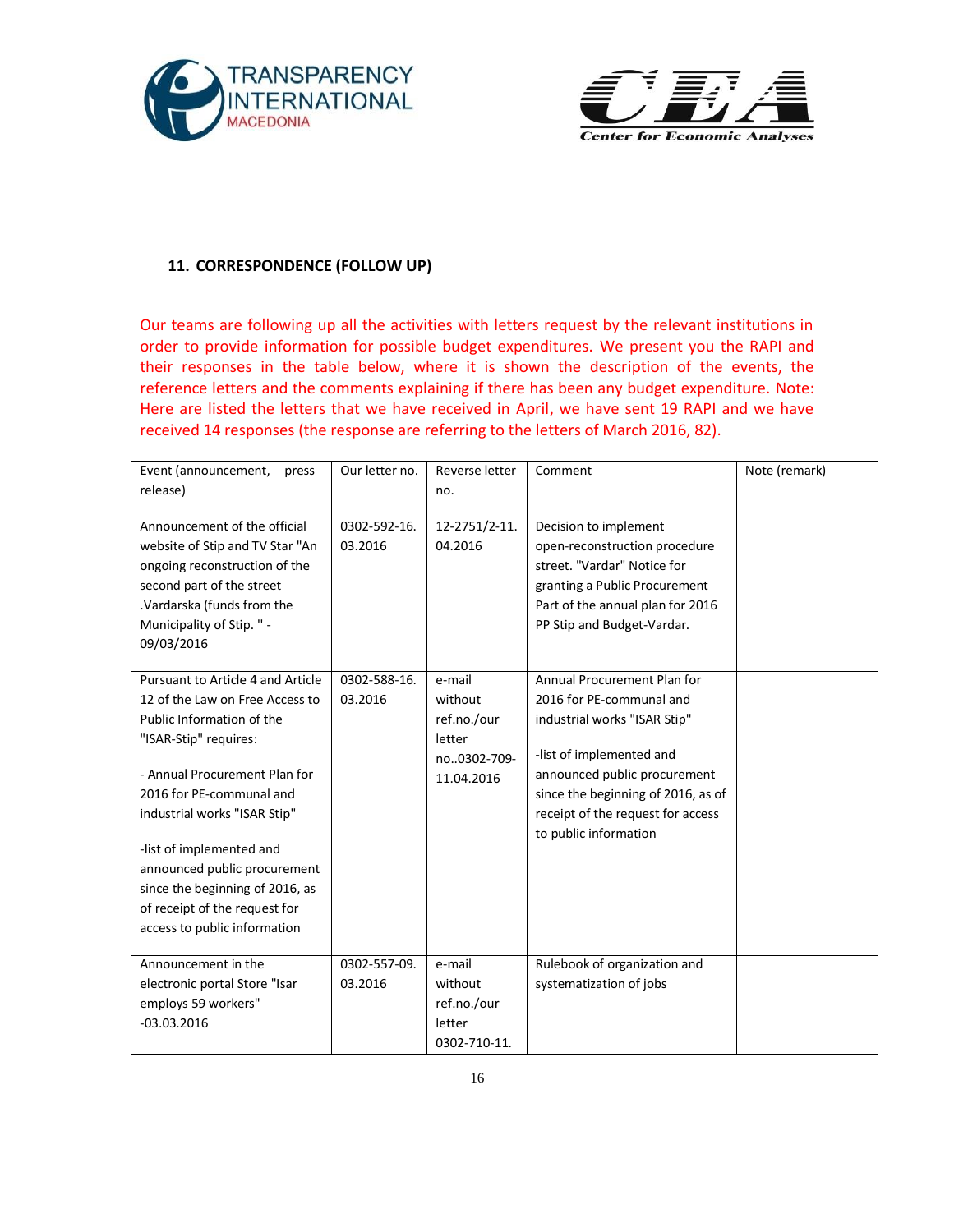## 11. CORRESPONDENCE (FOLLOW UP)

Our teams are following up all the activities with letters request by the relevant institutions in order to provide information for possible budget expenditures. We present you the RAPI and their responses in the table below, where it is shown the description of the events, the reference letters and the comments explaining if there has been any budget expenditure. Note: Here are listed the letters that we have received in April, we have sent 19 RAPI and we have received 14 responses (the response are referring to the letters of March 2016, 82).

| Event (announcement, press release) | Our letter no. | Reverse letter no. | Comment | Note (remark) |
|---|---|---|---|---|
| Announcement of the official website of Stip and TV Star "An ongoing reconstruction of the second part of the street .Vardarska (funds from the Municipality of Stip. " - 09/03/2016 | 0302-592-16. 03.2016 | 12-2751/2-11. 04.2016 | Decision to implement open-reconstruction procedure street. "Vardar" Notice for granting a Public Procurement Part of the annual plan for 2016 PP Stip and Budget-Vardar. | |
| Pursuant to Article 4 and Article 12 of the Law on Free Access to Public Information of the "ISAR-Stip" requires:<br><br>- Annual Procurement Plan for 2016 for PE-communal and industrial works "ISAR Stip"<br><br>-list of implemented and announced public procurement since the beginning of 2016, as of receipt of the request for access to public information | 0302-588-16. 03.2016 | e-mail without ref.no./our letter no..0302-709-11.04.2016 | Annual Procurement Plan for 2016 for PE-communal and industrial works "ISAR Stip"<br><br>-list of implemented and announced public procurement since the beginning of 2016, as of receipt of the request for access to public information | |
| Announcement in the electronic portal Store "Isar employs 59 workers" -03.03.2016 | 0302-557-09. 03.2016 | e-mail without ref.no./our letter 0302-710-11. | Rulebook of organization and systematization of jobs | |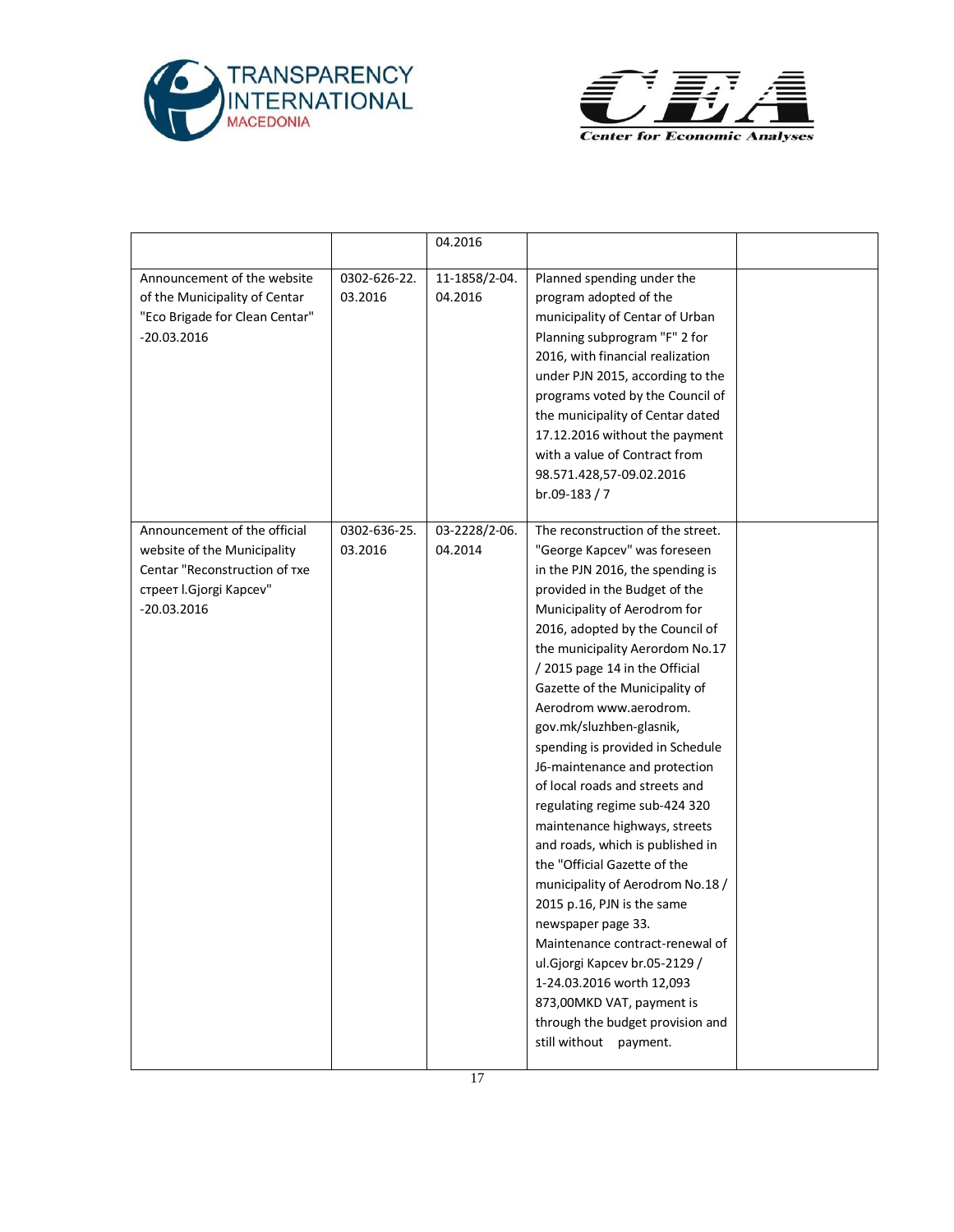| | | | | |
|---|---|---|---|---|
| | | 04.2016 | | |
| Announcement of the website of the Municipality of Centar "Eco Brigade for Clean Centar" -20.03.2016 | 0302-626-22. 03.2016 | 11-1858/2-04. 04.2016 | Planned spending under the program adopted of the municipality of Centar of Urban Planning subprogram "F" 2 for 2016, with financial realization under PJN 2015, according to the programs voted by the Council of the municipality of Centar dated 17.12.2016 without the payment with a value of Contract from 98.571.428,57-09.02.2016 br.09-183 / 7 | |
| Announcement of the official website of the Municipality Centar "Reconstruction of тхе стреет l.Gjorgi Kapcev" -20.03.2016 | 0302-636-25. 03.2016 | 03-2228/2-06. 04.2014 | The reconstruction of the street. "George Kapcev" was foreseen in the PJN 2016, the spending is provided in the Budget of the Municipality of Aerodrom for 2016, adopted by the Council of the municipality Aerordom No.17 / 2015 page 14 in the Official Gazette of the Municipality of Aerodrom www.aerodrom. gov.mk/sluzhben-glasnik, spending is provided in Schedule J6-maintenance and protection of local roads and streets and regulating regime sub-424 320 maintenance highways, streets and roads, which is published in the "Official Gazette of the municipality of Aerodrom No.18 / 2015 p.16, PJN is the same newspaper page 33. Maintenance contract-renewal of ul.Gjorgi Kapcev br.05-2129 / 1-24.03.2016 worth 12,093 873,00MKD VAT, payment is through the budget provision and still without payment. | |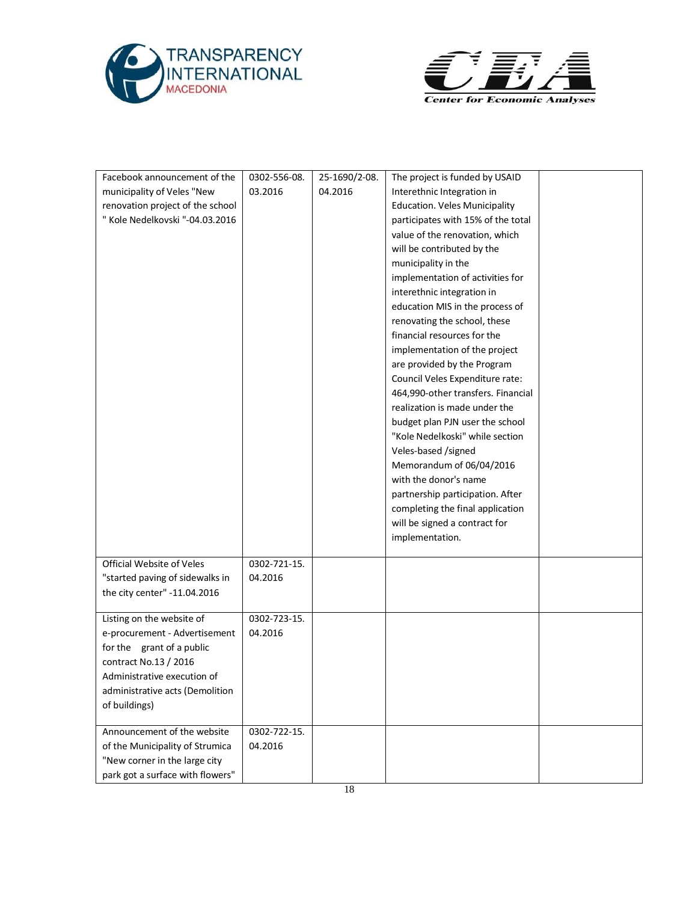| | | | | |
|---|---|---|---|---|
| Facebook announcement of the municipality of Veles "New renovation project of the school " Kole Nedelkovski "-04.03.2016 | 0302-556-08. 03.2016 | 25-1690/2-08. 04.2016 | The project is funded by USAID Interethnic Integration in Education. Veles Municipality participates with 15% of the total value of the renovation, which will be contributed by the municipality in the implementation of activities for interethnic integration in education MIS in the process of renovating the school, these financial resources for the implementation of the project are provided by the Program Council Veles Expenditure rate: 464,990-other transfers. Financial realization is made under the budget plan PJN user the school "Kole Nedelkoski" while section Veles-based /signed Memorandum of 06/04/2016 with the donor's name partnership participation. After completing the final application will be signed a contract for implementation. | |
| Official Website of Veles "started paving of sidewalks in the city center" -11.04.2016 | 0302-721-15. 04.2016 | | | |
| Listing on the website of e-procurement - Advertisement for the grant of a public contract No.13 / 2016 Administrative execution of administrative acts (Demolition of buildings) | 0302-723-15. 04.2016 | | | |
| Announcement of the website of the Municipality of Strumica "New corner in the large city park got a surface with flowers" | 0302-722-15. 04.2016 | | | |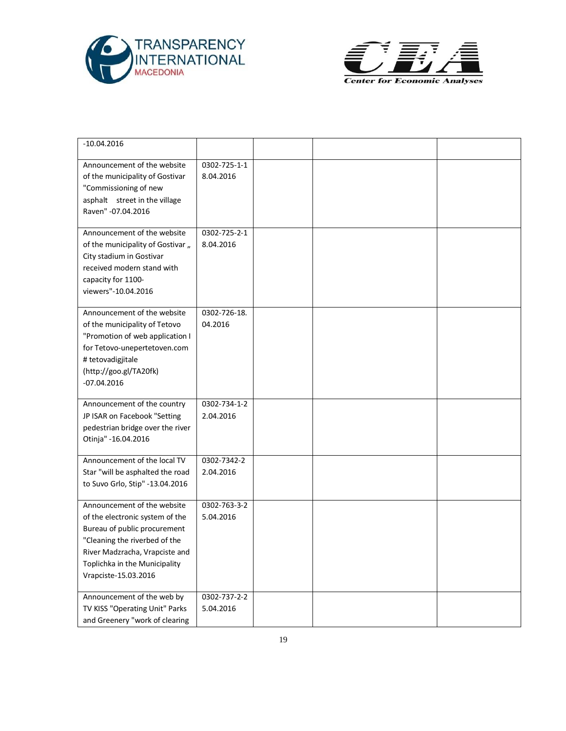| | | | | |
|---|---|---|---|---|
| -10.04.2016 | | | | |
| Announcement of the website of the municipality of Gostivar "Commissioning of new asphalt street in the village Raven" -07.04.2016 | 0302-725-1-18.04.2016 | | | |
| Announcement of the website of the municipality of Gostivar „ City stadium in Gostivar received modern stand with capacity for 1100-viewers"-10.04.2016 | 0302-725-2-18.04.2016 | | | |
| Announcement of the website of the municipality of Tetovo "Promotion of web application I for Tetovo-unepertetoven.com # tetovadigjitale (http://goo.gl/TA20fk) -07.04.2016 | 0302-726-18.04.2016 | | | |
| Announcement of the country JP ISAR on Facebook "Setting pedestrian bridge over the river Otinja" -16.04.2016 | 0302-734-1-22.04.2016 | | | |
| Announcement of the local TV Star "will be asphalted the road to Suvo Grlo, Stip" -13.04.2016 | 0302-7342-22.04.2016 | | | |
| Announcement of the website of the electronic system of the Bureau of public procurement "Cleaning the riverbed of the River Madzracha, Vrapciste and Toplichka in the Municipality Vrapciste-15.03.2016 | 0302-763-3-25.04.2016 | | | |
| Announcement of the web by TV KISS "Operating Unit" Parks and Greenery "work of clearing | 0302-737-2-25.04.2016 | | | |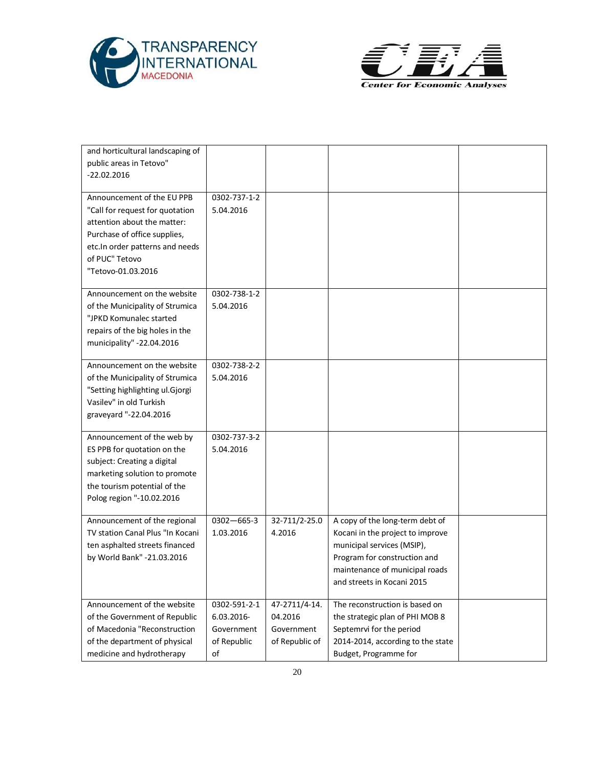| | | | | |
|---|---|---|---|---|
| and horticultural landscaping of public areas in Tetovo" -22.02.2016 | | | | |
| Announcement of the EU PPB "Call for request for quotation attention about the matter: Purchase of office supplies, etc.In order patterns and needs of PUC" Tetovo "Tetovo-01.03.2016 | 0302-737-1-2 5.04.2016 | | | |
| Announcement on the website of the Municipality of Strumica "JPKD Komunalec started repairs of the big holes in the municipality" -22.04.2016 | 0302-738-1-2 5.04.2016 | | | |
| Announcement on the website of the Municipality of Strumica "Setting highlighting ul.Gjorgi Vasilev" in old Turkish graveyard "-22.04.2016 | 0302-738-2-2 5.04.2016 | | | |
| Announcement of the web by ES PPB for quotation on the subject: Creating a digital marketing solution to promote the tourism potential of the Polog region "-10.02.2016 | 0302-737-3-2 5.04.2016 | | | |
| Announcement of the regional TV station Canal Plus "In Kocani ten asphalted streets financed by World Bank" -21.03.2016 | 0302—665-3 1.03.2016 | 32-711/2-25.0 4.2016 | A copy of the long-term debt of Kocani in the project to improve municipal services (MSIP), Program for construction and maintenance of municipal roads and streets in Kocani 2015 | |
| Announcement of the website of the Government of Republic of Macedonia "Reconstruction of the department of physical medicine and hydrotherapy | 0302-591-2-1 6.03.2016- Government of Republic of | 47-2711/4-14. 04.2016 Government of Republic of | The reconstruction is based on the strategic plan of PHI MOB 8 Septemrvi for the period 2014-2014, according to the state Budget, Programme for | |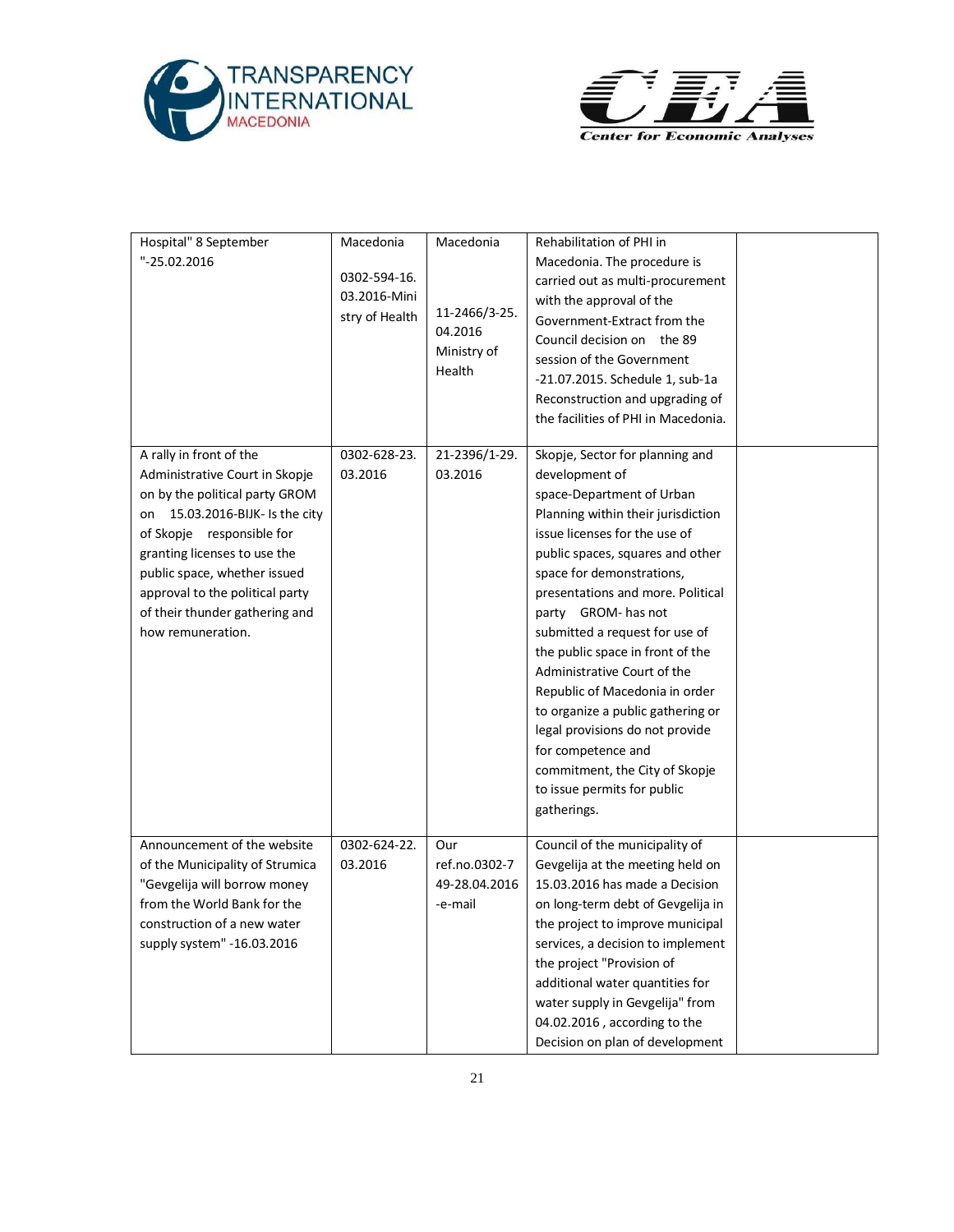| | | | | |
|---|---|---|---|---|
| Hospital" 8 September "-25.02.2016 | Macedonia<br><br>0302-594-16. 03.2016-Ministry of Health | Macedonia<br><br>11-2466/3-25. 04.2016 Ministry of Health | Rehabilitation of PHI in Macedonia. The procedure is carried out as multi-procurement with the approval of the Government-Extract from the Council decision on the 89 session of the Government -21.07.2015. Schedule 1, sub-1a Reconstruction and upgrading of the facilities of PHI in Macedonia. | |
| A rally in front of the Administrative Court in Skopje on by the political party GROM on 15.03.2016-BIJK- Is the city of Skopje responsible for granting licenses to use the public space, whether issued approval to the political party of their thunder gathering and how remuneration. | 0302-628-23. 03.2016 | 21-2396/1-29. 03.2016 | Skopje, Sector for planning and development of space-Department of Urban Planning within their jurisdiction issue licenses for the use of public spaces, squares and other space for demonstrations, presentations and more. Political party GROM- has not submitted a request for use of the public space in front of the Administrative Court of the Republic of Macedonia in order to organize a public gathering or legal provisions do not provide for competence and commitment, the City of Skopje to issue permits for public gatherings. | |
| Announcement of the website of the Municipality of Strumica "Gevgelija will borrow money from the World Bank for the construction of a new water supply system" -16.03.2016 | 0302-624-22. 03.2016 | Our ref.no.0302-749-28.04.2016 -e-mail | Council of the municipality of Gevgelija at the meeting held on 15.03.2016 has made a Decision on long-term debt of Gevgelija in the project to improve municipal services, a decision to implement the project "Provision of additional water quantities for water supply in Gevgelija" from 04.02.2016 , according to the Decision on plan of development | |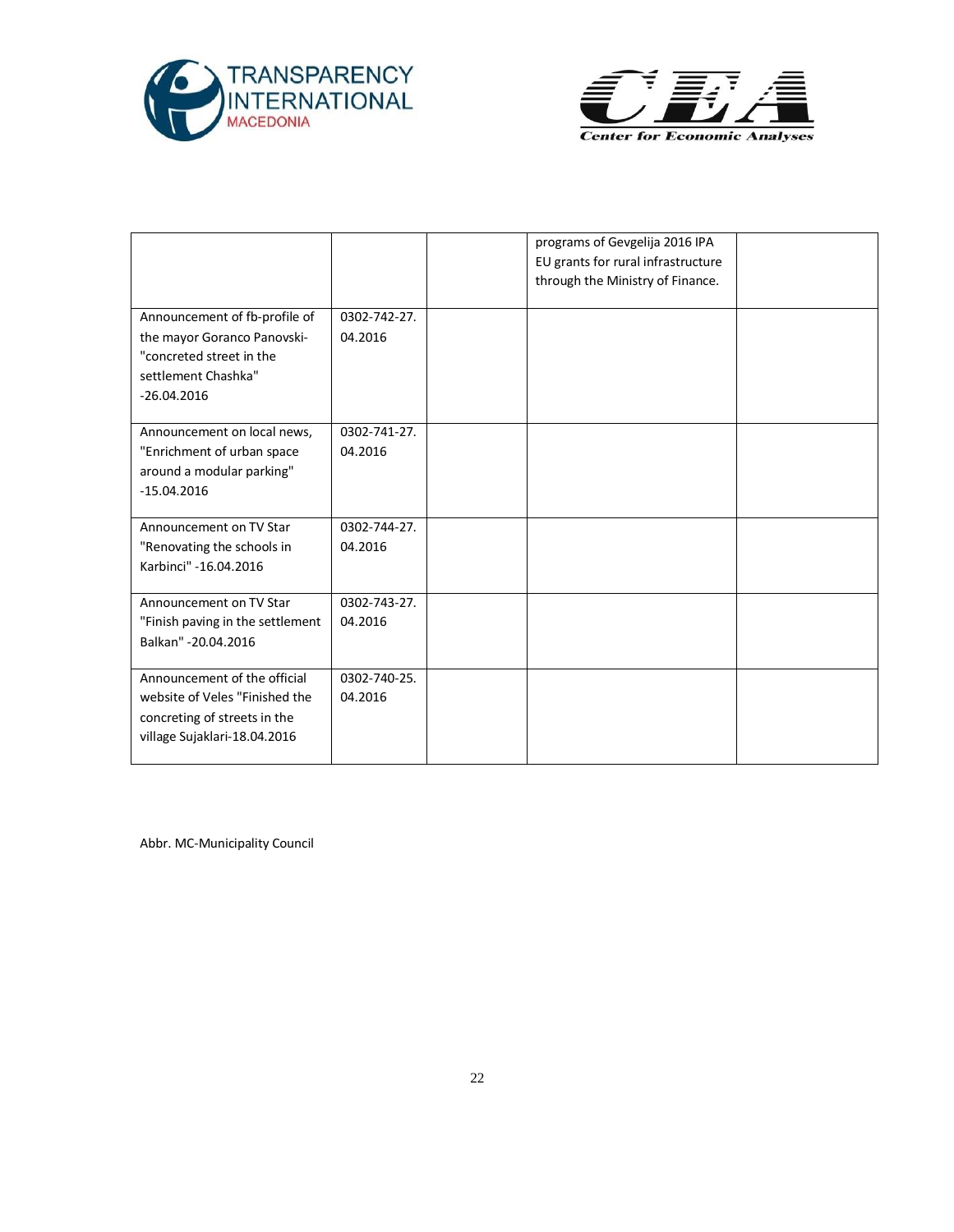| | | | | |
|---|---|---|---|---|
| | | | programs of Gevgelija 2016 IPA EU grants for rural infrastructure through the Ministry of Finance. | |
| Announcement of fb-profile of the mayor Goranco Panovski- "concreted street in the settlement Chashka" -26.04.2016 | 0302-742-27. 04.2016 | | | |
| Announcement on local news, "Enrichment of urban space around a modular parking" -15.04.2016 | 0302-741-27. 04.2016 | | | |
| Announcement on TV Star "Renovating the schools in Karbinci" -16.04.2016 | 0302-744-27. 04.2016 | | | |
| Announcement on TV Star "Finish paving in the settlement Balkan" -20.04.2016 | 0302-743-27. 04.2016 | | | |
| Announcement of the official website of Veles "Finished the concreting of streets in the village Sujaklari-18.04.2016 | 0302-740-25. 04.2016 | | | |

Abbr. MC-Municipality Council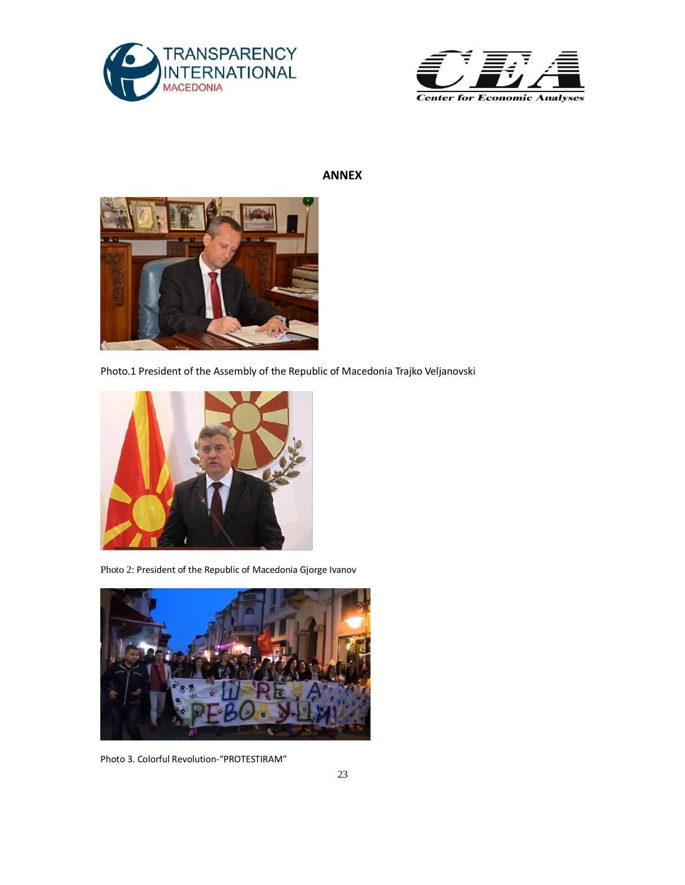## ANNEX

Photo.1 President of the Assembly of the Republic of Macedonia Trajko Veljanovski

Photo 2: President of the Republic of Macedonia Gjorge Ivanov

Photo 3. Colorful Revolution-"PROTESTIRAM"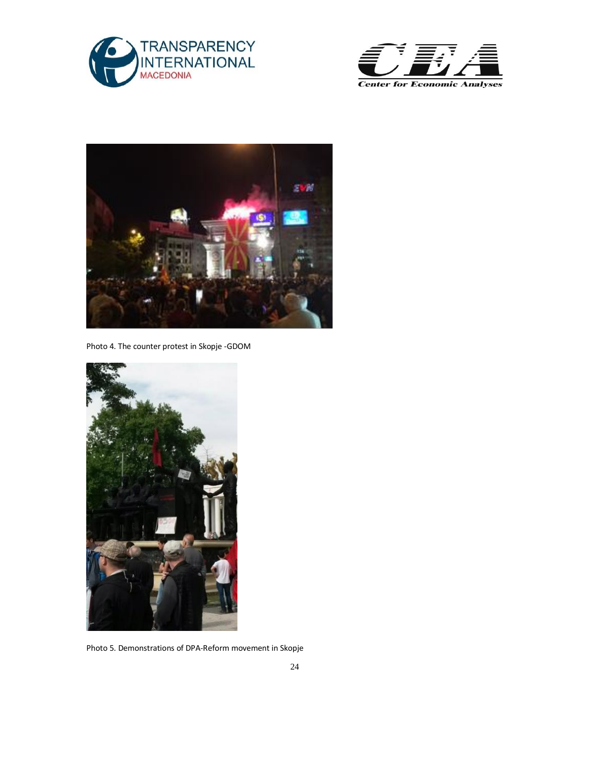Photo 4. The counter protest in Skopje -GDOM

Photo 5. Demonstrations of DPA-Reform movement in Skopje